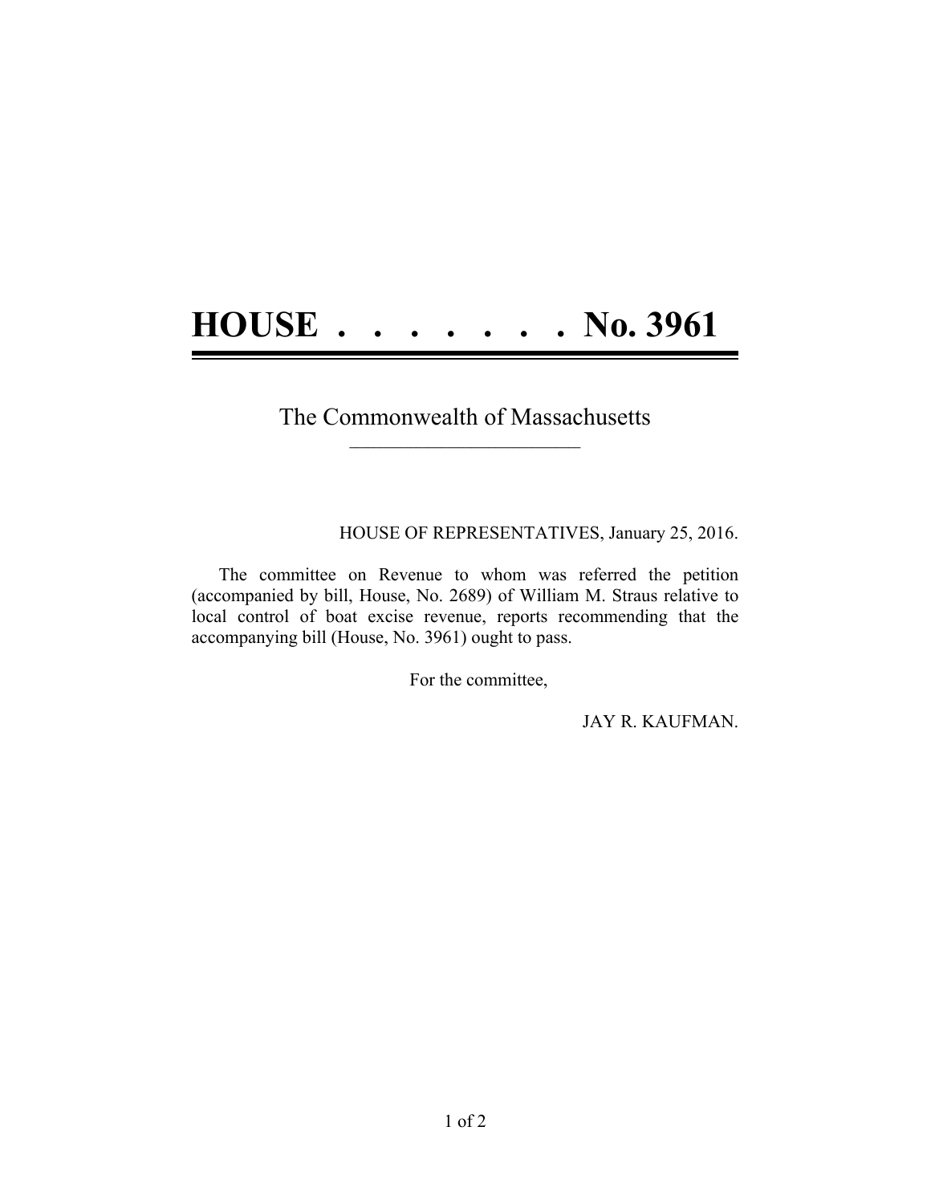# HOUSE . . . . . . . . No. 3961

The Commonwealth of Massachusetts

HOUSE OF REPRESENTATIVES, January 25, 2016.

The committee on Revenue to whom was referred the petition (accompanied by bill, House, No. 2689) of William M. Straus relative to local control of boat excise revenue, reports recommending that the accompanying bill (House, No. 3961) ought to pass.

For the committee,

JAY R. KAUFMAN.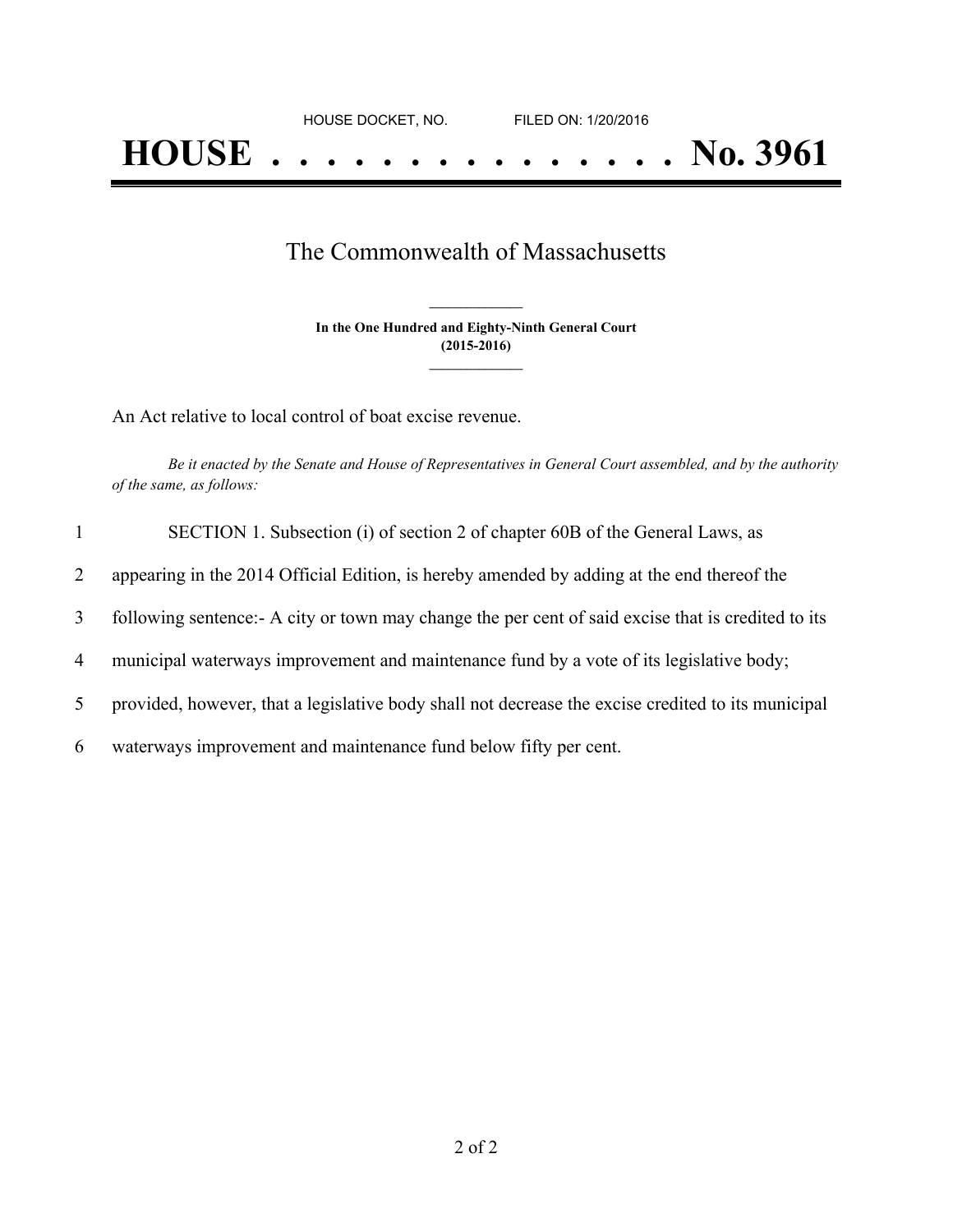HOUSE DOCKET, NO. FILED ON: 1/20/2016

# HOUSE . . . . . . . . . . . . . . . No. 3961

## The Commonwealth of Massachusetts

**In the One Hundred and Eighty-Ninth General Court**
**(2015-2016)**

An Act relative to local control of boat excise revenue.

*Be it enacted by the Senate and House of Representatives in General Court assembled, and by the authority of the same, as follows:*

1 SECTION 1. Subsection (i) of section 2 of chapter 60B of the General Laws, as
2 appearing in the 2014 Official Edition, is hereby amended by adding at the end thereof the
3 following sentence:- A city or town may change the per cent of said excise that is credited to its
4 municipal waterways improvement and maintenance fund by a vote of its legislative body;
5 provided, however, that a legislative body shall not decrease the excise credited to its municipal
6 waterways improvement and maintenance fund below fifty per cent.